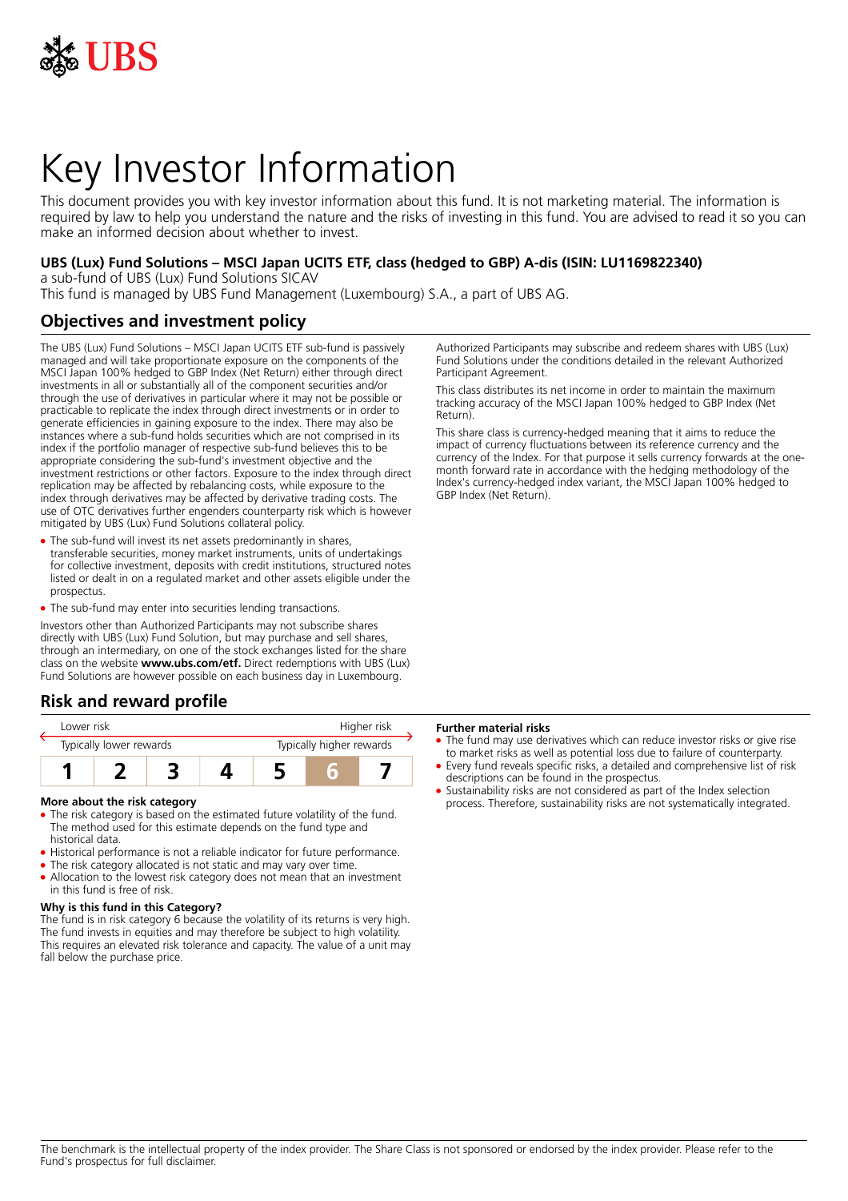# Key Investor Information

This document provides you with key investor information about this fund. It is not marketing material. The information is required by law to help you understand the nature and the risks of investing in this fund. You are advised to read it so you can make an informed decision about whether to invest.

**UBS (Lux) Fund Solutions – MSCI Japan UCITS ETF, class (hedged to GBP) A-dis (ISIN: LU1169822340)**

a sub-fund of UBS (Lux) Fund Solutions SICAV

This fund is managed by UBS Fund Management (Luxembourg) S.A., a part of UBS AG.

## Objectives and investment policy

The UBS (Lux) Fund Solutions – MSCI Japan UCITS ETF sub-fund is passively managed and will take proportionate exposure on the components of the MSCI Japan 100% hedged to GBP Index (Net Return) either through direct investments in all or substantially all of the component securities and/or through the use of derivatives in particular where it may not be possible or practicable to replicate the index through direct investments or in order to generate efficiencies in gaining exposure to the index. There may also be instances where a sub-fund holds securities which are not comprised in its index if the portfolio manager of respective sub-fund believes this to be appropriate considering the sub-fund's investment objective and the investment restrictions or other factors. Exposure to the index through direct replication may be affected by rebalancing costs, while exposure to the index through derivatives may be affected by derivative trading costs. The use of OTC derivatives further engenders counterparty risk which is however mitigated by UBS (Lux) Fund Solutions collateral policy.

- The sub-fund will invest its net assets predominantly in shares, transferable securities, money market instruments, units of undertakings for collective investment, deposits with credit institutions, structured notes listed or dealt in on a regulated market and other assets eligible under the prospectus.
- The sub-fund may enter into securities lending transactions.

Investors other than Authorized Participants may not subscribe shares directly with UBS (Lux) Fund Solution, but may purchase and sell shares, through an intermediary, on one of the stock exchanges listed for the share class on the website **www.ubs.com/etf.** Direct redemptions with UBS (Lux) Fund Solutions are however possible on each business day in Luxembourg.

Authorized Participants may subscribe and redeem shares with UBS (Lux) Fund Solutions under the conditions detailed in the relevant Authorized Participant Agreement.

This class distributes its net income in order to maintain the maximum tracking accuracy of the MSCI Japan 100% hedged to GBP Index (Net Return).

This share class is currency-hedged meaning that it aims to reduce the impact of currency fluctuations between its reference currency and the currency of the Index. For that purpose it sells currency forwards at the one-month forward rate in accordance with the hedging methodology of the Index's currency-hedged index variant, the MSCI Japan 100% hedged to GBP Index (Net Return).

## Risk and reward profile

Lower risk — Higher risk

Typically lower rewards — Typically higher rewards

| 1 | 2 | 3 | 4 | 5 | **6** | 7 |
|---|---|---|---|---|---|---|

### More about the risk category

- The risk category is based on the estimated future volatility of the fund. The method used for this estimate depends on the fund type and historical data.
- Historical performance is not a reliable indicator for future performance.
- The risk category allocated is not static and may vary over time.
- Allocation to the lowest risk category does not mean that an investment in this fund is free of risk.

### Why is this fund in this Category?

The fund is in risk category 6 because the volatility of its returns is very high. The fund invests in equities and may therefore be subject to high volatility. This requires an elevated risk tolerance and capacity. The value of a unit may fall below the purchase price.

### Further material risks

- The fund may use derivatives which can reduce investor risks or give rise to market risks as well as potential loss due to failure of counterparty.
- Every fund reveals specific risks, a detailed and comprehensive list of risk descriptions can be found in the prospectus.
- Sustainability risks are not considered as part of the Index selection process. Therefore, sustainability risks are not systematically integrated.

The benchmark is the intellectual property of the index provider. The Share Class is not sponsored or endorsed by the index provider. Please refer to the Fund's prospectus for full disclaimer.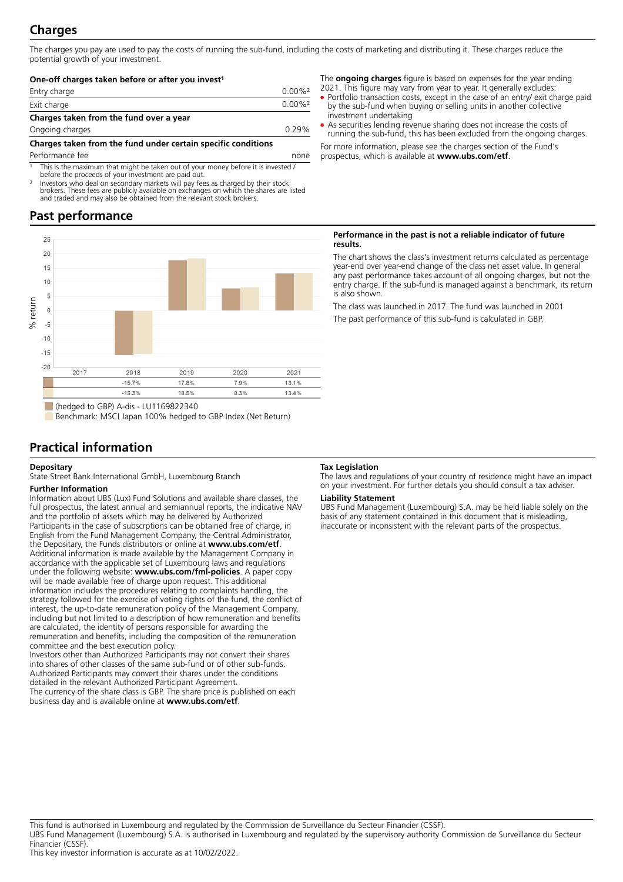## Charges

The charges you pay are used to pay the costs of running the sub-fund, including the costs of marketing and distributing it. These charges reduce the potential growth of your investment.

| One-off charges taken before or after you invest[1] | |
|---|---|
| Entry charge | 0.00%[2] |
| Exit charge | 0.00%[2] |
| **Charges taken from the fund over a year** | |
| Ongoing charges | 0.29% |
| **Charges taken from the fund under certain specific conditions** | |
| Performance fee | none |

[1] This is the maximum that might be taken out of your money before it is invested / before the proceeds of your investment are paid out.

[2] Investors who deal on secondary markets will pay fees as charged by their stock brokers. These fees are publicly available on exchanges on which the shares are listed and traded and may also be obtained from the relevant stock brokers.

The **ongoing charges** figure is based on expenses for the year ending 2021. This figure may vary from year to year. It generally excludes:

- Portfolio transaction costs, except in the case of an entry/ exit charge paid by the sub-fund when buying or selling units in another collective investment undertaking
- As securities lending revenue sharing does not increase the costs of running the sub-fund, this has been excluded from the ongoing charges.

For more information, please see the charges section of the Fund's prospectus, which is available at **www.ubs.com/etf**.

## Past performance

% return

25
20
15
10
5
0
-5
-10
-15
-20

2017 2018 2019 2020 2021

-15.7% 17.8% 7.9% 13.1%

-15.3% 18.5% 8.3% 13.4%

(hedged to GBP) A-dis - LU1169822340

Benchmark: MSCI Japan 100% hedged to GBP Index (Net Return)

**Performance in the past is not a reliable indicator of future results.**

The chart shows the class's investment returns calculated as percentage year-end over year-end change of the class net asset value. In general any past performance takes account of all ongoing charges, but not the entry charge. If the sub-fund is managed against a benchmark, its return is also shown.

The class was launched in 2017. The fund was launched in 2001

The past performance of this sub-fund is calculated in GBP.

## Practical information

**Depositary**

State Street Bank International GmbH, Luxembourg Branch

**Further Information**

Information about UBS (Lux) Fund Solutions and available share classes, the full prospectus, the latest annual and semiannual reports, the indicative NAV and the portfolio of assets which may be delivered by Authorized Participants in the case of subscrptions can be obtained free of charge, in English from the Fund Management Company, the Central Administrator, the Depositary, the Funds distributors or online at **www.ubs.com/etf**. Additional information is made available by the Management Company in accordance with the applicable set of Luxembourg laws and regulations under the following website: **www.ubs.com/fml-policies**. A paper copy will be made available free of charge upon request. This additional information includes the procedures relating to complaints handling, the strategy followed for the exercise of voting rights of the fund, the conflict of interest, the up-to-date remuneration policy of the Management Company, including but not limited to a description of how remuneration and benefits are calculated, the identity of persons responsible for awarding the remuneration and benefits, including the composition of the remuneration committee and the best execution policy.

Investors other than Authorized Participants may not convert their shares into shares of other classes of the same sub-fund or of other sub-funds. Authorized Participants may convert their shares under the conditions detailed in the relevant Authorized Participant Agreement.

The currency of the share class is GBP. The share price is published on each business day and is available online at **www.ubs.com/etf**.

**Tax Legislation**

The laws and regulations of your country of residence might have an impact on your investment. For further details you should consult a tax adviser.

**Liability Statement**

UBS Fund Management (Luxembourg) S.A. may be held liable solely on the basis of any statement contained in this document that is misleading, inaccurate or inconsistent with the relevant parts of the prospectus.

This fund is authorised in Luxembourg and regulated by the Commission de Surveillance du Secteur Financier (CSSF).

UBS Fund Management (Luxembourg) S.A. is authorised in Luxembourg and regulated by the supervisory authority Commission de Surveillance du Secteur Financier (CSSF).

This key investor information is accurate as at 10/02/2022.